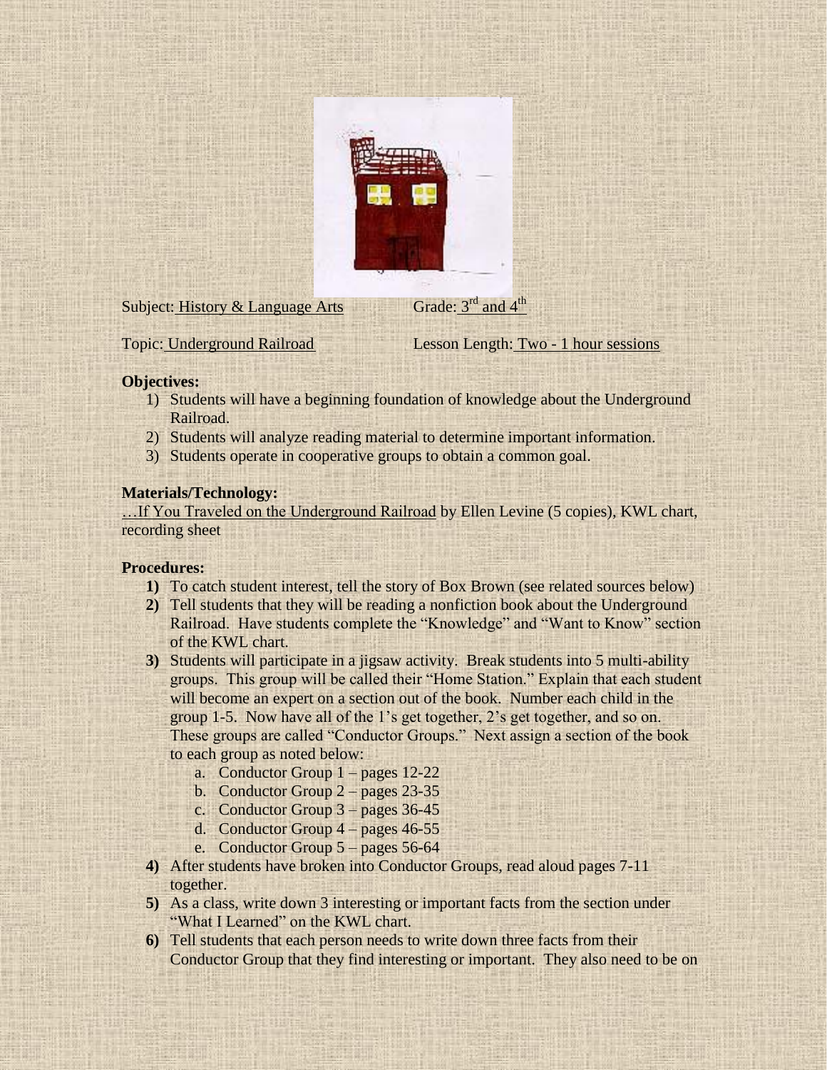Subject: History & Language Arts Grade: 3rd and 4th

Topic: Underground Railroad Lesson Length: Two - 1 hour sessions

**Objectives:**

1) Students will have a beginning foundation of knowledge about the Underground Railroad.
2) Students will analyze reading material to determine important information.
3) Students operate in cooperative groups to obtain a common goal.

**Materials/Technology:**

…If You Traveled on the Underground Railroad by Ellen Levine (5 copies), KWL chart, recording sheet

**Procedures:**

1) To catch student interest, tell the story of Box Brown (see related sources below)
2) Tell students that they will be reading a nonfiction book about the Underground Railroad. Have students complete the "Knowledge" and "Want to Know" section of the KWL chart.
3) Students will participate in a jigsaw activity. Break students into 5 multi-ability groups. This group will be called their "Home Station." Explain that each student will become an expert on a section out of the book. Number each child in the group 1-5. Now have all of the 1's get together, 2's get together, and so on. These groups are called "Conductor Groups." Next assign a section of the book to each group as noted below:
   a. Conductor Group 1 – pages 12-22
   b. Conductor Group 2 – pages 23-35
   c. Conductor Group 3 – pages 36-45
   d. Conductor Group 4 – pages 46-55
   e. Conductor Group 5 – pages 56-64
4) After students have broken into Conductor Groups, read aloud pages 7-11 together.
5) As a class, write down 3 interesting or important facts from the section under "What I Learned" on the KWL chart.
6) Tell students that each person needs to write down three facts from their Conductor Group that they find interesting or important. They also need to be on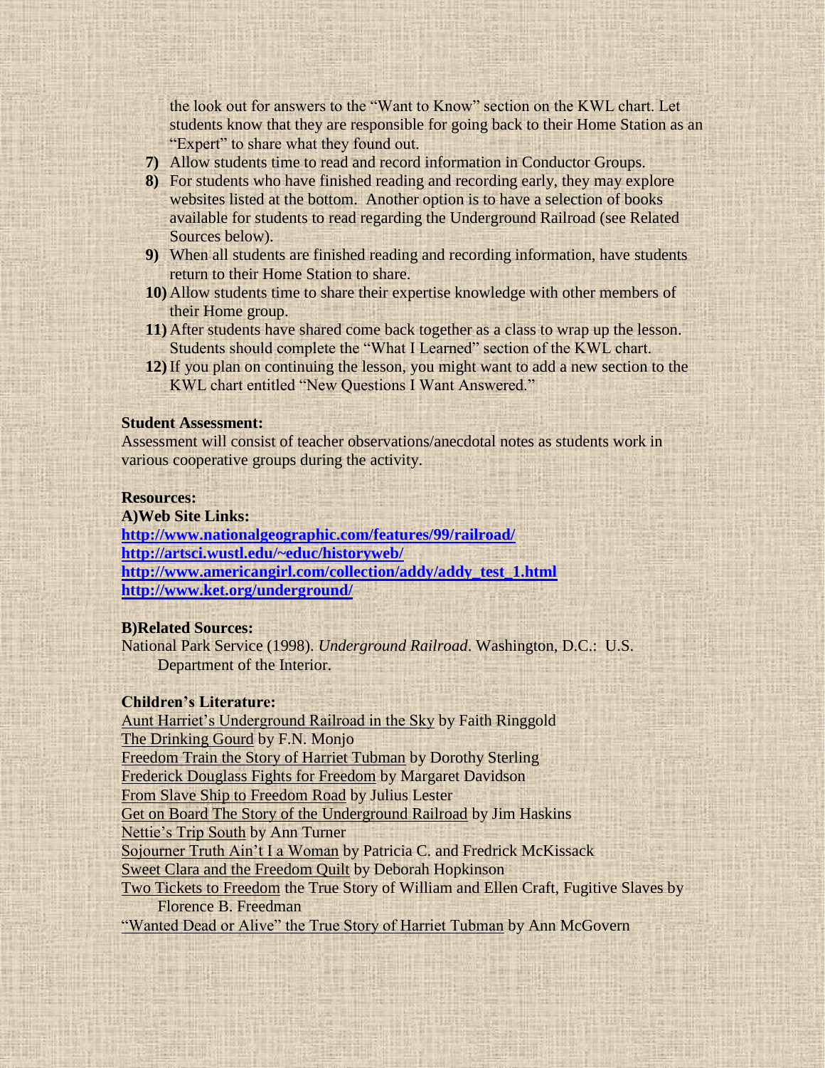the look out for answers to the "Want to Know" section on the KWL chart. Let students know that they are responsible for going back to their Home Station as an "Expert" to share what they found out.

7) Allow students time to read and record information in Conductor Groups.
8) For students who have finished reading and recording early, they may explore websites listed at the bottom. Another option is to have a selection of books available for students to read regarding the Underground Railroad (see Related Sources below).
9) When all students are finished reading and recording information, have students return to their Home Station to share.
10) Allow students time to share their expertise knowledge with other members of their Home group.
11) After students have shared come back together as a class to wrap up the lesson. Students should complete the "What I Learned" section of the KWL chart.
12) If you plan on continuing the lesson, you might want to add a new section to the KWL chart entitled "New Questions I Want Answered."

**Student Assessment:**
Assessment will consist of teacher observations/anecdotal notes as students work in various cooperative groups during the activity.

**Resources:**

**A)Web Site Links:**
**http://www.nationalgeographic.com/features/99/railroad/**
**http://artsci.wustl.edu/~educ/historyweb/**
**http://www.americangirl.com/collection/addy/addy_test_1.html**
**http://www.ket.org/underground/**

**B)Related Sources:**
National Park Service (1998). *Underground Railroad*. Washington, D.C.: U.S. Department of the Interior.

**Children's Literature:**
Aunt Harriet's Underground Railroad in the Sky by Faith Ringgold
The Drinking Gourd by F.N. Monjo
Freedom Train the Story of Harriet Tubman by Dorothy Sterling
Frederick Douglass Fights for Freedom by Margaret Davidson
From Slave Ship to Freedom Road by Julius Lester
Get on Board The Story of the Underground Railroad by Jim Haskins
Nettie's Trip South by Ann Turner
Sojourner Truth Ain't I a Woman by Patricia C. and Fredrick McKissack
Sweet Clara and the Freedom Quilt by Deborah Hopkinson
Two Tickets to Freedom the True Story of William and Ellen Craft, Fugitive Slaves by Florence B. Freedman
"Wanted Dead or Alive" the True Story of Harriet Tubman by Ann McGovern